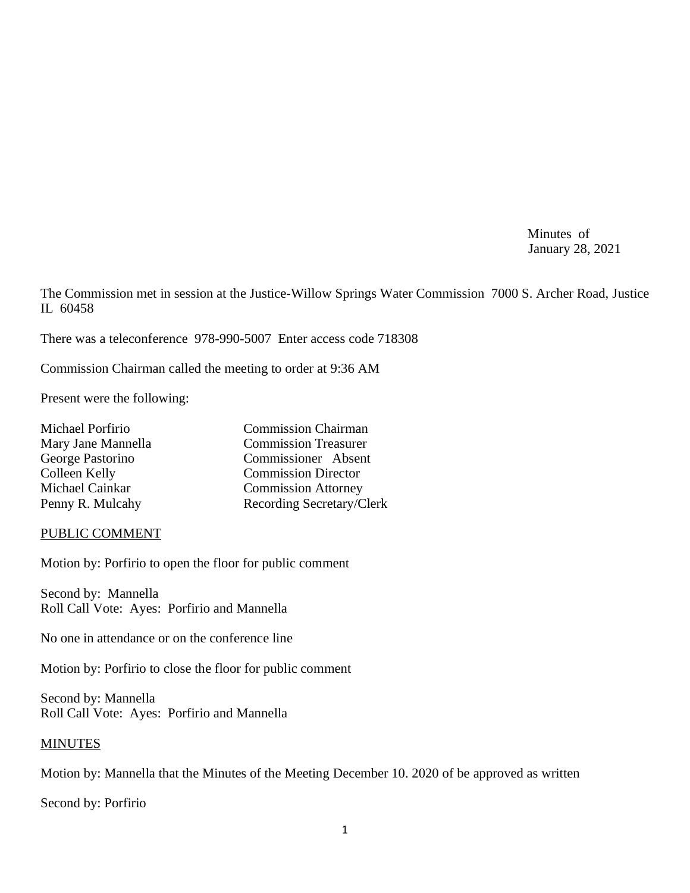Minutes of
January 28, 2021

The Commission met in session at the Justice-Willow Springs Water Commission 7000 S. Archer Road, Justice IL 60458

There was a teleconference 978-990-5007 Enter access code 718308

Commission Chairman called the meeting to order at 9:36 AM

Present were the following:

| | |
|---|---|
| Michael Porfirio | Commission Chairman |
| Mary Jane Mannella | Commission Treasurer |
| George Pastorino | Commissioner Absent |
| Colleen Kelly | Commission Director |
| Michael Cainkar | Commission Attorney |
| Penny R. Mulcahy | Recording Secretary/Clerk |

<u>PUBLIC COMMENT</u>

Motion by: Porfirio to open the floor for public comment

Second by: Mannella
Roll Call Vote: Ayes: Porfirio and Mannella

No one in attendance or on the conference line

Motion by: Porfirio to close the floor for public comment

Second by: Mannella
Roll Call Vote: Ayes: Porfirio and Mannella

<u>MINUTES</u>

Motion by: Mannella that the Minutes of the Meeting December 10. 2020 of be approved as written

Second by: Porfirio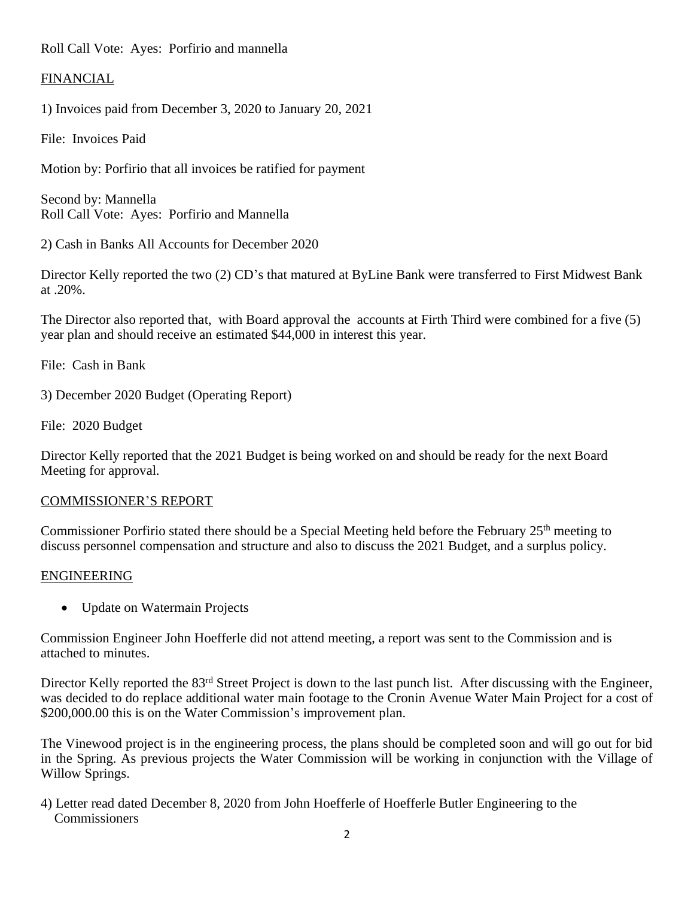Roll Call Vote: Ayes: Porfirio and mannella

FINANCIAL

1) Invoices paid from December 3, 2020 to January 20, 2021

File: Invoices Paid

Motion by: Porfirio that all invoices be ratified for payment

Second by: Mannella
Roll Call Vote: Ayes: Porfirio and Mannella

2) Cash in Banks All Accounts for December 2020

Director Kelly reported the two (2) CD's that matured at ByLine Bank were transferred to First Midwest Bank at .20%.

The Director also reported that, with Board approval the accounts at Firth Third were combined for a five (5) year plan and should receive an estimated $44,000 in interest this year.

File: Cash in Bank

3) December 2020 Budget (Operating Report)

File: 2020 Budget

Director Kelly reported that the 2021 Budget is being worked on and should be ready for the next Board Meeting for approval.

COMMISSIONER'S REPORT

Commissioner Porfirio stated there should be a Special Meeting held before the February 25th meeting to discuss personnel compensation and structure and also to discuss the 2021 Budget, and a surplus policy.

ENGINEERING

- Update on Watermain Projects

Commission Engineer John Hoefferle did not attend meeting, a report was sent to the Commission and is attached to minutes.

Director Kelly reported the 83rd Street Project is down to the last punch list. After discussing with the Engineer, was decided to do replace additional water main footage to the Cronin Avenue Water Main Project for a cost of $200,000.00 this is on the Water Commission's improvement plan.

The Vinewood project is in the engineering process, the plans should be completed soon and will go out for bid in the Spring. As previous projects the Water Commission will be working in conjunction with the Village of Willow Springs.

4) Letter read dated December 8, 2020 from John Hoefferle of Hoefferle Butler Engineering to the Commissioners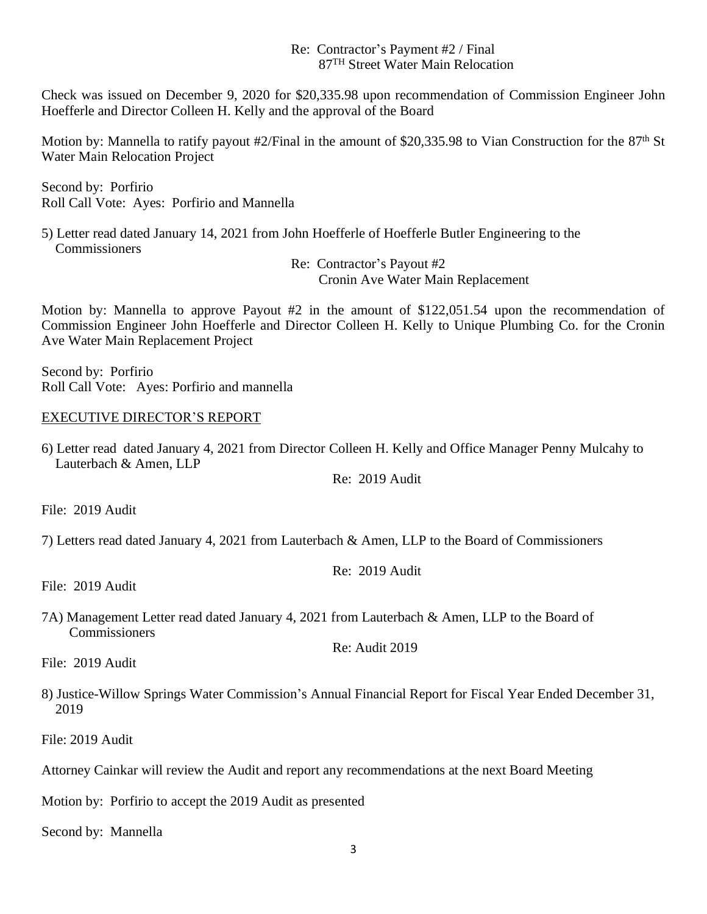Re: Contractor's Payment #2 / Final
87TH Street Water Main Relocation

Check was issued on December 9, 2020 for $20,335.98 upon recommendation of Commission Engineer John Hoefferle and Director Colleen H. Kelly and the approval of the Board

Motion by: Mannella to ratify payout #2/Final in the amount of $20,335.98 to Vian Construction for the 87th St Water Main Relocation Project

Second by: Porfirio
Roll Call Vote: Ayes: Porfirio and Mannella

5) Letter read dated January 14, 2021 from John Hoefferle of Hoefferle Butler Engineering to the Commissioners

Re: Contractor's Payout #2
Cronin Ave Water Main Replacement

Motion by: Mannella to approve Payout #2 in the amount of $122,051.54 upon the recommendation of Commission Engineer John Hoefferle and Director Colleen H. Kelly to Unique Plumbing Co. for the Cronin Ave Water Main Replacement Project

Second by: Porfirio
Roll Call Vote: Ayes: Porfirio and mannella

EXECUTIVE DIRECTOR'S REPORT

6) Letter read dated January 4, 2021 from Director Colleen H. Kelly and Office Manager Penny Mulcahy to Lauterbach & Amen, LLP

Re: 2019 Audit

File: 2019 Audit

7) Letters read dated January 4, 2021 from Lauterbach & Amen, LLP to the Board of Commissioners

Re: 2019 Audit

File: 2019 Audit

7A) Management Letter read dated January 4, 2021 from Lauterbach & Amen, LLP to the Board of Commissioners

Re: Audit 2019

File: 2019 Audit

8) Justice-Willow Springs Water Commission's Annual Financial Report for Fiscal Year Ended December 31, 2019

File: 2019 Audit

Attorney Cainkar will review the Audit and report any recommendations at the next Board Meeting

Motion by: Porfirio to accept the 2019 Audit as presented

Second by: Mannella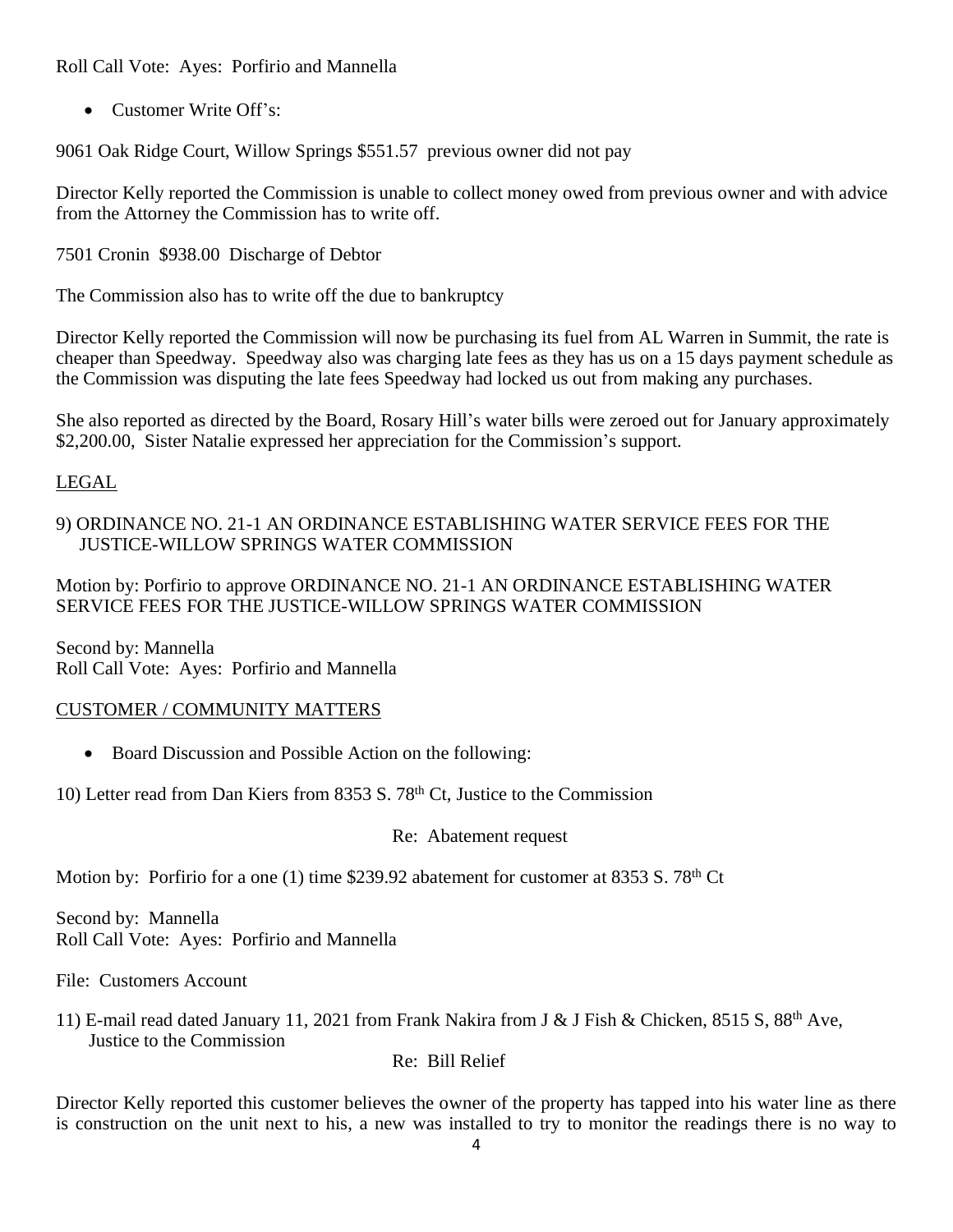Roll Call Vote: Ayes: Porfirio and Mannella

- Customer Write Off's:

9061 Oak Ridge Court, Willow Springs $551.57 previous owner did not pay

Director Kelly reported the Commission is unable to collect money owed from previous owner and with advice from the Attorney the Commission has to write off.

7501 Cronin $938.00 Discharge of Debtor

The Commission also has to write off the due to bankruptcy

Director Kelly reported the Commission will now be purchasing its fuel from AL Warren in Summit, the rate is cheaper than Speedway. Speedway also was charging late fees as they has us on a 15 days payment schedule as the Commission was disputing the late fees Speedway had locked us out from making any purchases.

She also reported as directed by the Board, Rosary Hill's water bills were zeroed out for January approximately $2,200.00, Sister Natalie expressed her appreciation for the Commission's support.

LEGAL

9) ORDINANCE NO. 21-1 AN ORDINANCE ESTABLISHING WATER SERVICE FEES FOR THE JUSTICE-WILLOW SPRINGS WATER COMMISSION

Motion by: Porfirio to approve ORDINANCE NO. 21-1 AN ORDINANCE ESTABLISHING WATER SERVICE FEES FOR THE JUSTICE-WILLOW SPRINGS WATER COMMISSION

Second by: Mannella
Roll Call Vote: Ayes: Porfirio and Mannella

CUSTOMER / COMMUNITY MATTERS

- Board Discussion and Possible Action on the following:

10) Letter read from Dan Kiers from 8353 S. 78th Ct, Justice to the Commission

Re: Abatement request

Motion by: Porfirio for a one (1) time $239.92 abatement for customer at 8353 S. 78th Ct

Second by: Mannella
Roll Call Vote: Ayes: Porfirio and Mannella

File: Customers Account

11) E-mail read dated January 11, 2021 from Frank Nakira from J & J Fish & Chicken, 8515 S, 88th Ave, Justice to the Commission

Re: Bill Relief

Director Kelly reported this customer believes the owner of the property has tapped into his water line as there is construction on the unit next to his, a new was installed to try to monitor the readings there is no way to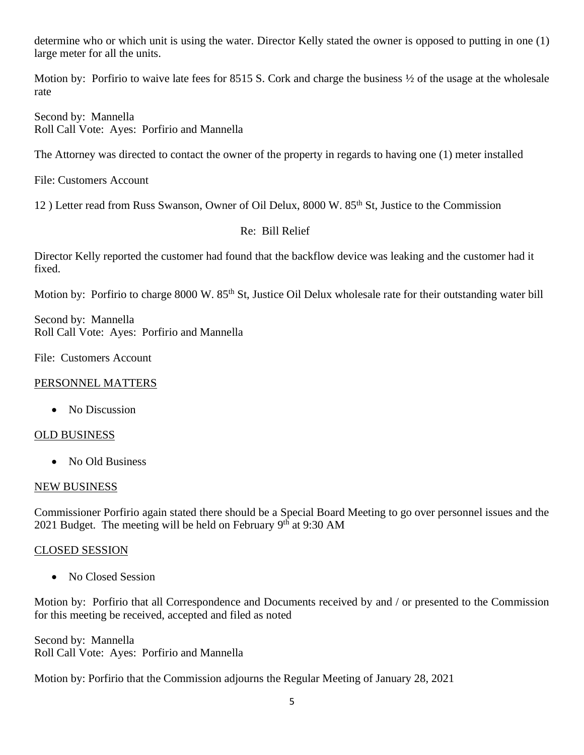determine who or which unit is using the water. Director Kelly stated the owner is opposed to putting in one (1) large meter for all the units.

Motion by: Porfirio to waive late fees for 8515 S. Cork and charge the business ½ of the usage at the wholesale rate

Second by: Mannella
Roll Call Vote: Ayes: Porfirio and Mannella

The Attorney was directed to contact the owner of the property in regards to having one (1) meter installed

File: Customers Account

12 ) Letter read from Russ Swanson, Owner of Oil Delux, 8000 W. 85th St, Justice to the Commission

Re: Bill Relief

Director Kelly reported the customer had found that the backflow device was leaking and the customer had it fixed.

Motion by: Porfirio to charge 8000 W. 85th St, Justice Oil Delux wholesale rate for their outstanding water bill

Second by: Mannella
Roll Call Vote: Ayes: Porfirio and Mannella

File: Customers Account

## PERSONNEL MATTERS

- No Discussion

## OLD BUSINESS

- No Old Business

## NEW BUSINESS

Commissioner Porfirio again stated there should be a Special Board Meeting to go over personnel issues and the 2021 Budget. The meeting will be held on February 9th at 9:30 AM

## CLOSED SESSION

- No Closed Session

Motion by: Porfirio that all Correspondence and Documents received by and / or presented to the Commission for this meeting be received, accepted and filed as noted

Second by: Mannella
Roll Call Vote: Ayes: Porfirio and Mannella

Motion by: Porfirio that the Commission adjourns the Regular Meeting of January 28, 2021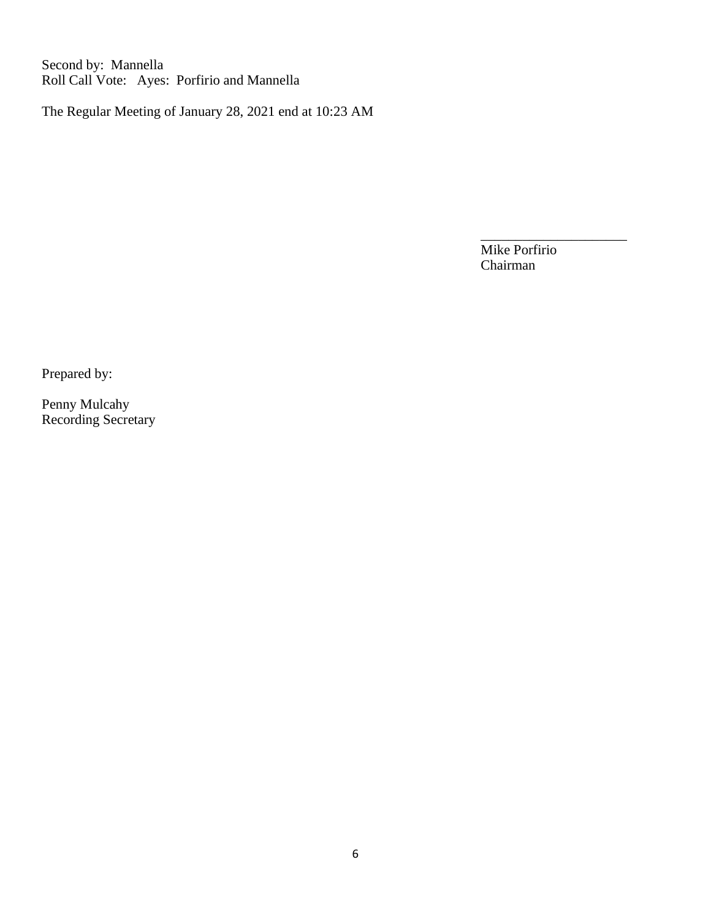Second by: Mannella
Roll Call Vote: Ayes: Porfirio and Mannella

The Regular Meeting of January 28, 2021 end at 10:23 AM

_____________________
Mike Porfirio
Chairman

Prepared by:

Penny Mulcahy
Recording Secretary